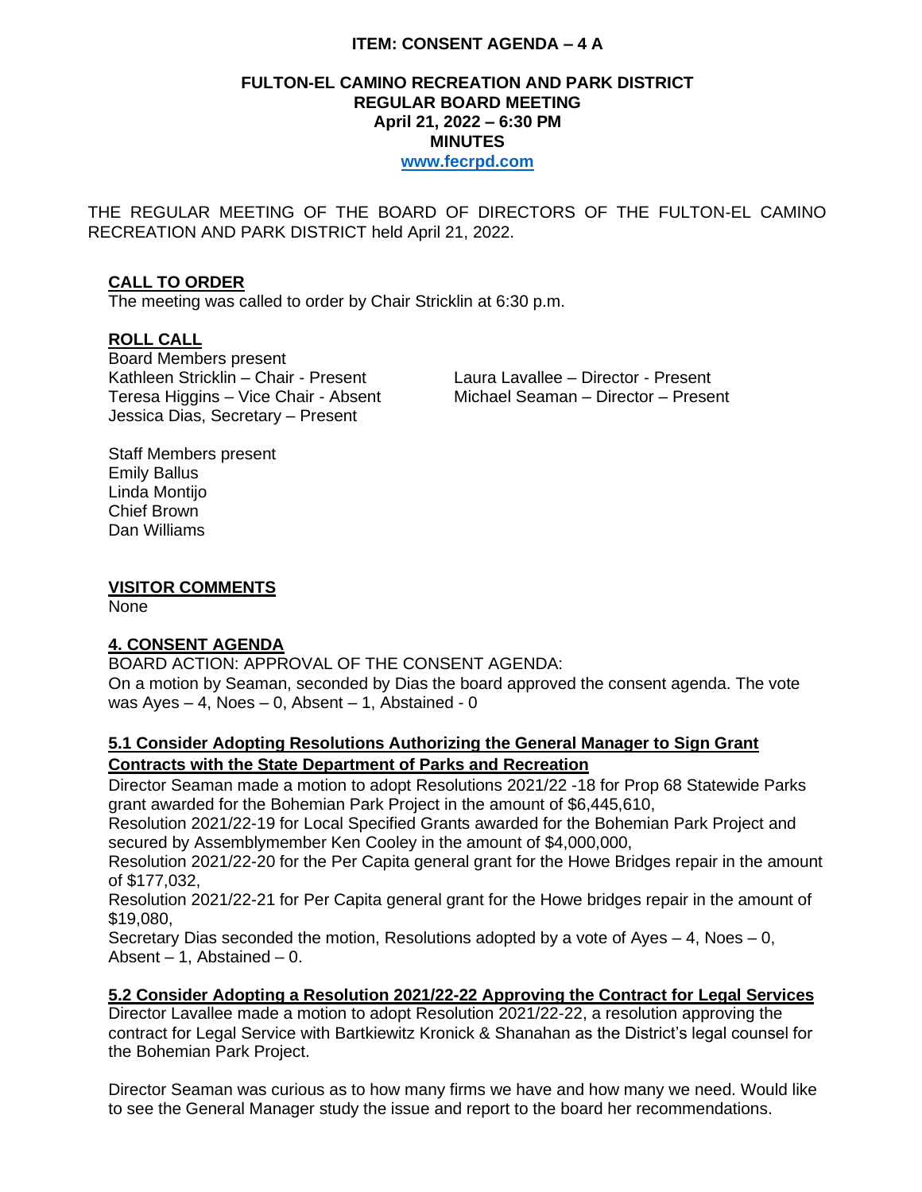**ITEM: CONSENT AGENDA – 4 A**

# FULTON-EL CAMINO RECREATION AND PARK DISTRICT
## REGULAR BOARD MEETING
### April 21, 2022 – 6:30 PM
### MINUTES

**www.fecrpd.com**

THE REGULAR MEETING OF THE BOARD OF DIRECTORS OF THE FULTON-EL CAMINO RECREATION AND PARK DISTRICT held April 21, 2022.

**CALL TO ORDER**

The meeting was called to order by Chair Stricklin at 6:30 p.m.

**ROLL CALL**

Board Members present

Kathleen Stricklin – Chair - Present
Teresa Higgins – Vice Chair - Absent
Jessica Dias, Secretary – Present
Laura Lavallee – Director - Present
Michael Seaman – Director – Present

Staff Members present

Emily Ballus
Linda Montijo
Chief Brown
Dan Williams

**VISITOR COMMENTS**

None

**4. CONSENT AGENDA**

BOARD ACTION: APPROVAL OF THE CONSENT AGENDA:

On a motion by Seaman, seconded by Dias the board approved the consent agenda. The vote was Ayes – 4, Noes – 0, Absent – 1, Abstained - 0

**5.1 Consider Adopting Resolutions Authorizing the General Manager to Sign Grant Contracts with the State Department of Parks and Recreation**

Director Seaman made a motion to adopt Resolutions 2021/22 -18 for Prop 68 Statewide Parks grant awarded for the Bohemian Park Project in the amount of $6,445,610,

Resolution 2021/22-19 for Local Specified Grants awarded for the Bohemian Park Project and secured by Assemblymember Ken Cooley in the amount of $4,000,000,

Resolution 2021/22-20 for the Per Capita general grant for the Howe Bridges repair in the amount of $177,032,

Resolution 2021/22-21 for Per Capita general grant for the Howe bridges repair in the amount of $19,080,

Secretary Dias seconded the motion, Resolutions adopted by a vote of Ayes – 4, Noes – 0, Absent – 1, Abstained – 0.

**5.2 Consider Adopting a Resolution 2021/22-22 Approving the Contract for Legal Services**

Director Lavallee made a motion to adopt Resolution 2021/22-22, a resolution approving the contract for Legal Service with Bartkiewitz Kronick & Shanahan as the District's legal counsel for the Bohemian Park Project.

Director Seaman was curious as to how many firms we have and how many we need. Would like to see the General Manager study the issue and report to the board her recommendations.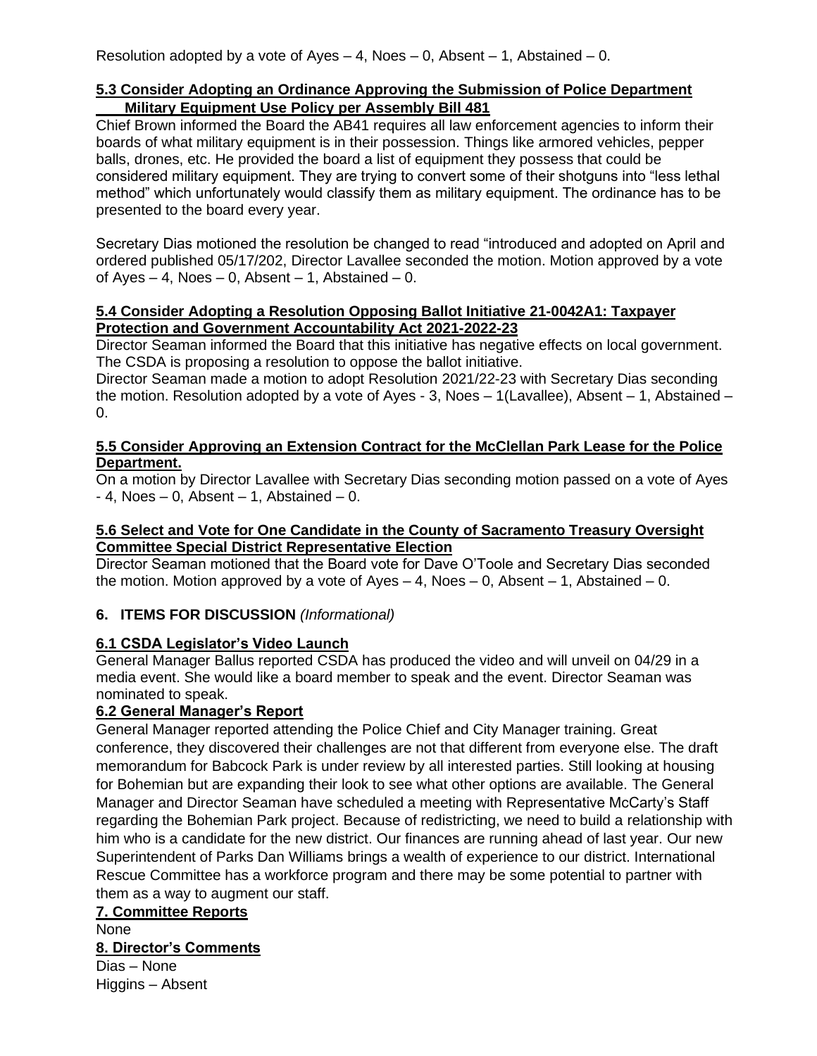Resolution adopted by a vote of Ayes – 4, Noes – 0, Absent – 1, Abstained – 0.

**5.3 Consider Adopting an Ordinance Approving the Submission of Police Department Military Equipment Use Policy per Assembly Bill 481**

Chief Brown informed the Board the AB41 requires all law enforcement agencies to inform their boards of what military equipment is in their possession. Things like armored vehicles, pepper balls, drones, etc. He provided the board a list of equipment they possess that could be considered military equipment. They are trying to convert some of their shotguns into "less lethal method" which unfortunately would classify them as military equipment. The ordinance has to be presented to the board every year.

Secretary Dias motioned the resolution be changed to read "introduced and adopted on April and ordered published 05/17/202, Director Lavallee seconded the motion. Motion approved by a vote of Ayes – 4, Noes – 0, Absent – 1, Abstained – 0.

**5.4 Consider Adopting a Resolution Opposing Ballot Initiative 21-0042A1: Taxpayer Protection and Government Accountability Act 2021-2022-23**

Director Seaman informed the Board that this initiative has negative effects on local government. The CSDA is proposing a resolution to oppose the ballot initiative.
Director Seaman made a motion to adopt Resolution 2021/22-23 with Secretary Dias seconding the motion. Resolution adopted by a vote of Ayes - 3, Noes – 1(Lavallee), Absent – 1, Abstained – 0.

**5.5 Consider Approving an Extension Contract for the McClellan Park Lease for the Police Department.**

On a motion by Director Lavallee with Secretary Dias seconding motion passed on a vote of Ayes - 4, Noes – 0, Absent – 1, Abstained – 0.

**5.6 Select and Vote for One Candidate in the County of Sacramento Treasury Oversight Committee Special District Representative Election**

Director Seaman motioned that the Board vote for Dave O'Toole and Secretary Dias seconded the motion. Motion approved by a vote of Ayes – 4, Noes – 0, Absent – 1, Abstained – 0.

## 6. ITEMS FOR DISCUSSION *(Informational)*

**6.1 CSDA Legislator's Video Launch**

General Manager Ballus reported CSDA has produced the video and will unveil on 04/29 in a media event. She would like a board member to speak and the event. Director Seaman was nominated to speak.

**6.2 General Manager's Report**

General Manager reported attending the Police Chief and City Manager training. Great conference, they discovered their challenges are not that different from everyone else. The draft memorandum for Babcock Park is under review by all interested parties. Still looking at housing for Bohemian but are expanding their look to see what other options are available. The General Manager and Director Seaman have scheduled a meeting with Representative McCarty's Staff regarding the Bohemian Park project. Because of redistricting, we need to build a relationship with him who is a candidate for the new district. Our finances are running ahead of last year. Our new Superintendent of Parks Dan Williams brings a wealth of experience to our district. International Rescue Committee has a workforce program and there may be some potential to partner with them as a way to augment our staff.

**7. Committee Reports**

None

**8. Director's Comments**

Dias – None
Higgins – Absent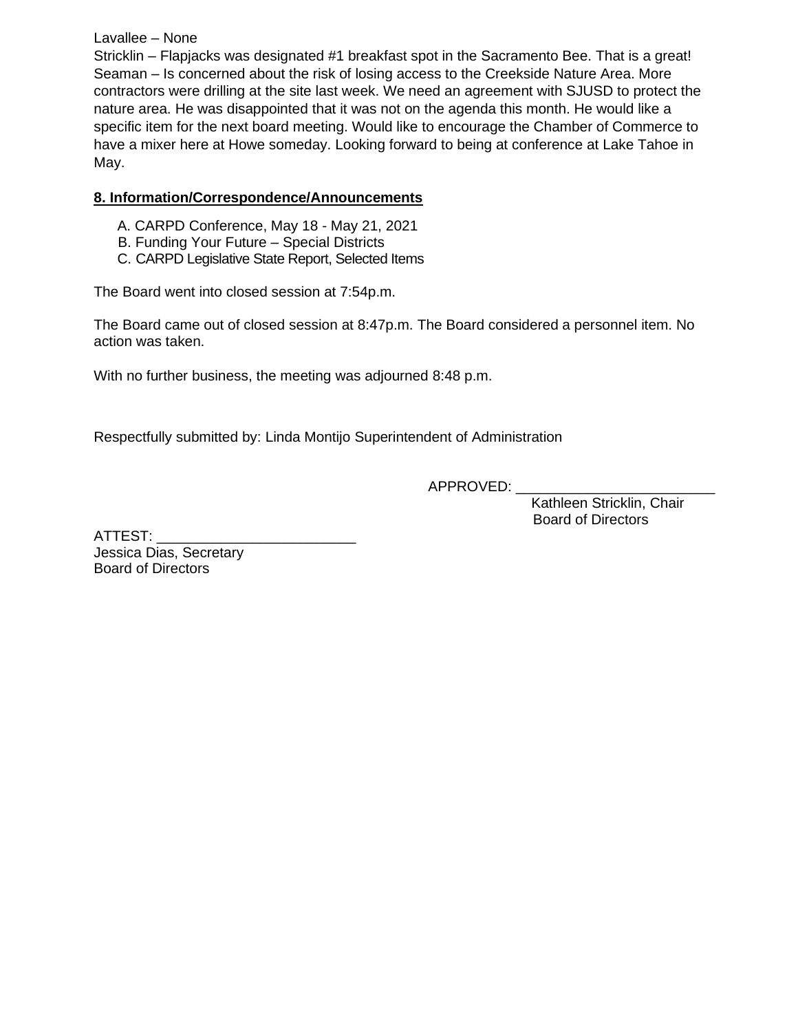Lavallee – None

Stricklin – Flapjacks was designated #1 breakfast spot in the Sacramento Bee. That is a great!

Seaman – Is concerned about the risk of losing access to the Creekside Nature Area. More contractors were drilling at the site last week. We need an agreement with SJUSD to protect the nature area. He was disappointed that it was not on the agenda this month. He would like a specific item for the next board meeting. Would like to encourage the Chamber of Commerce to have a mixer here at Howe someday. Looking forward to being at conference at Lake Tahoe in May.

**8. Information/Correspondence/Announcements**

A. CARPD Conference, May 18 - May 21, 2021
B. Funding Your Future – Special Districts
C. CARPD Legislative State Report, Selected Items

The Board went into closed session at 7:54p.m.

The Board came out of closed session at 8:47p.m. The Board considered a personnel item. No action was taken.

With no further business, the meeting was adjourned 8:48 p.m.

Respectfully submitted by: Linda Montijo Superintendent of Administration

APPROVED: ________________________
Kathleen Stricklin, Chair
Board of Directors

ATTEST: ________________________
Jessica Dias, Secretary
Board of Directors